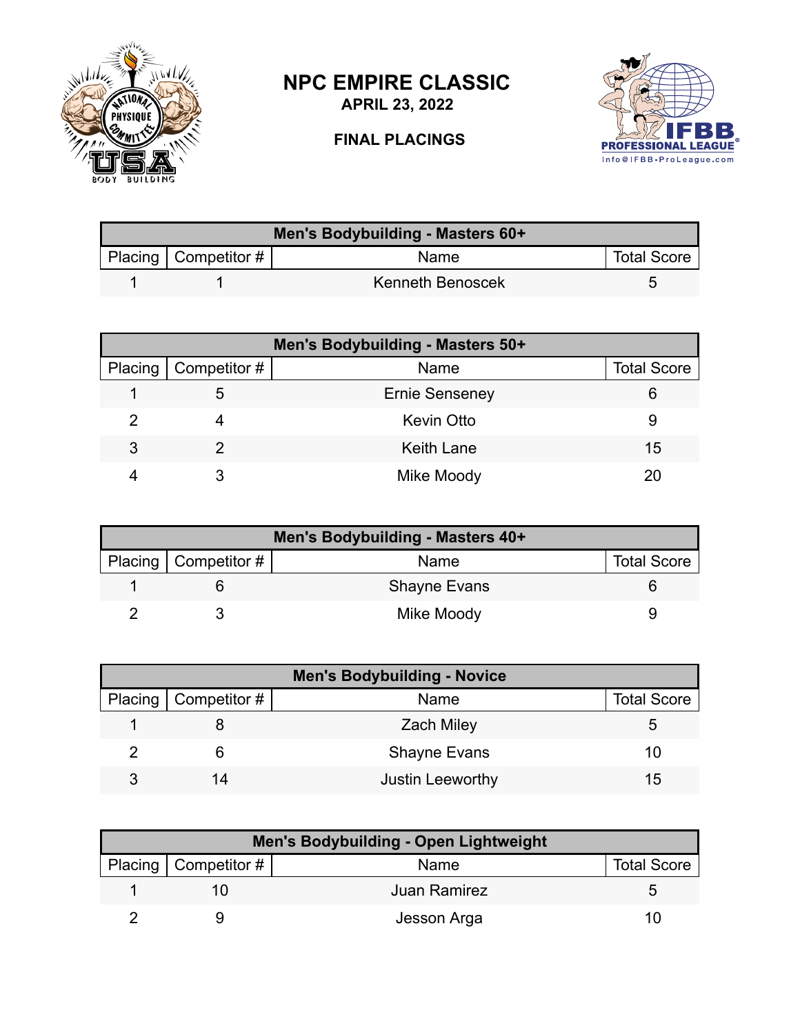# NPC EMPIRE CLASSIC

**APRIL 23, 2022**

**FINAL PLACINGS**

| Men's Bodybuilding - Masters 60+ | | | |
|---|---|---|---|
| Placing | Competitor # | Name | Total Score |
| 1 | 1 | Kenneth Benoscek | 5 |

| Men's Bodybuilding - Masters 50+ | | | |
|---|---|---|---|
| Placing | Competitor # | Name | Total Score |
| 1 | 5 | Ernie Senseney | 6 |
| 2 | 4 | Kevin Otto | 9 |
| 3 | 2 | Keith Lane | 15 |
| 4 | 3 | Mike Moody | 20 |

| Men's Bodybuilding - Masters 40+ | | | |
|---|---|---|---|
| Placing | Competitor # | Name | Total Score |
| 1 | 6 | Shayne Evans | 6 |
| 2 | 3 | Mike Moody | 9 |

| Men's Bodybuilding - Novice | | | |
|---|---|---|---|
| Placing | Competitor # | Name | Total Score |
| 1 | 8 | Zach Miley | 5 |
| 2 | 6 | Shayne Evans | 10 |
| 3 | 14 | Justin Leeworthy | 15 |

| Men's Bodybuilding - Open Lightweight | | | |
|---|---|---|---|
| Placing | Competitor # | Name | Total Score |
| 1 | 10 | Juan Ramirez | 5 |
| 2 | 9 | Jesson Arga | 10 |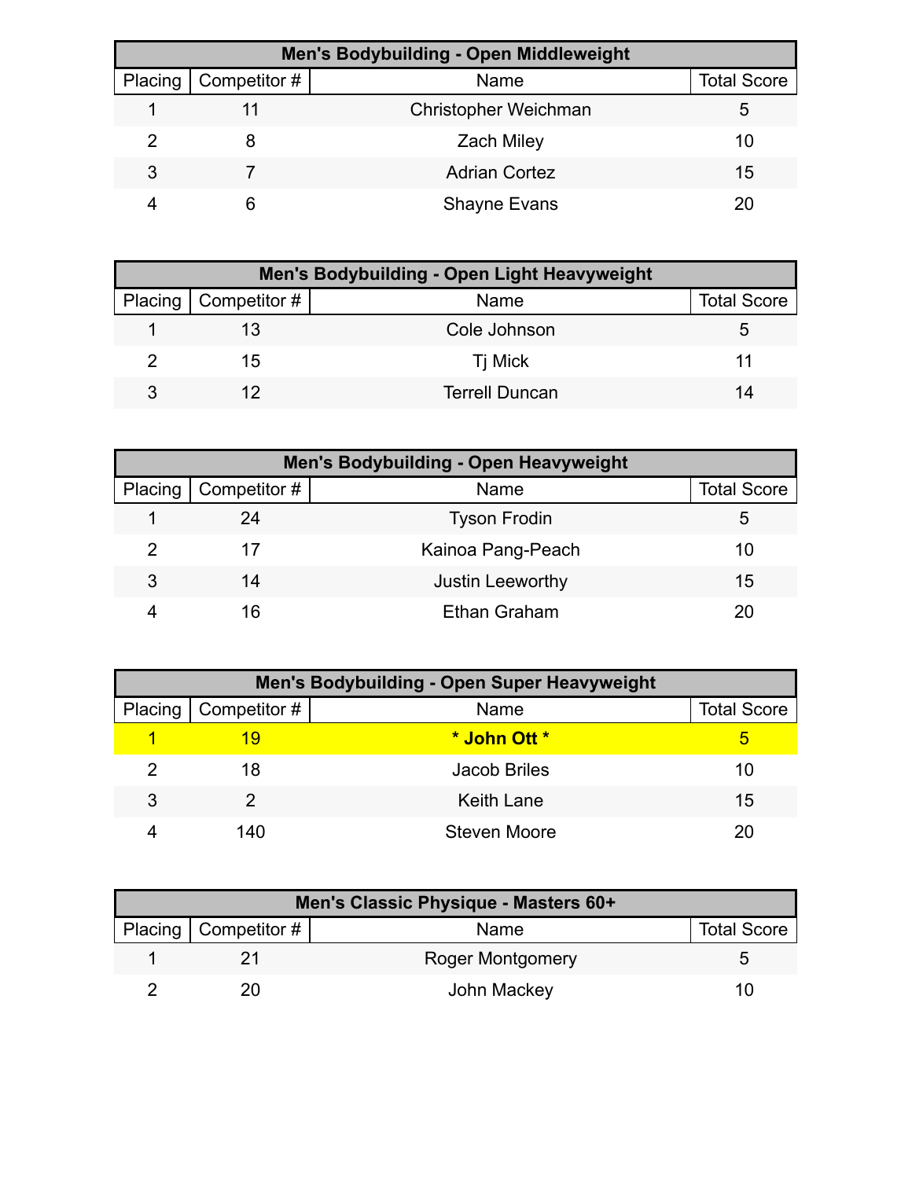| Men's Bodybuilding - Open Middleweight | | | |
|---|---|---|---|
| Placing | Competitor # | Name | Total Score |
| 1 | 11 | Christopher Weichman | 5 |
| 2 | 8 | Zach Miley | 10 |
| 3 | 7 | Adrian Cortez | 15 |
| 4 | 6 | Shayne Evans | 20 |

| Men's Bodybuilding - Open Light Heavyweight | | | |
|---|---|---|---|
| Placing | Competitor # | Name | Total Score |
| 1 | 13 | Cole Johnson | 5 |
| 2 | 15 | Tj Mick | 11 |
| 3 | 12 | Terrell Duncan | 14 |

| Men's Bodybuilding - Open Heavyweight | | | |
|---|---|---|---|
| Placing | Competitor # | Name | Total Score |
| 1 | 24 | Tyson Frodin | 5 |
| 2 | 17 | Kainoa Pang-Peach | 10 |
| 3 | 14 | Justin Leeworthy | 15 |
| 4 | 16 | Ethan Graham | 20 |

| Men's Bodybuilding - Open Super Heavyweight | | | |
|---|---|---|---|
| Placing | Competitor # | Name | Total Score |
| 1 | 19 | **\* John Ott \*** | 5 |
| 2 | 18 | Jacob Briles | 10 |
| 3 | 2 | Keith Lane | 15 |
| 4 | 140 | Steven Moore | 20 |

| Men's Classic Physique - Masters 60+ | | | |
|---|---|---|---|
| Placing | Competitor # | Name | Total Score |
| 1 | 21 | Roger Montgomery | 5 |
| 2 | 20 | John Mackey | 10 |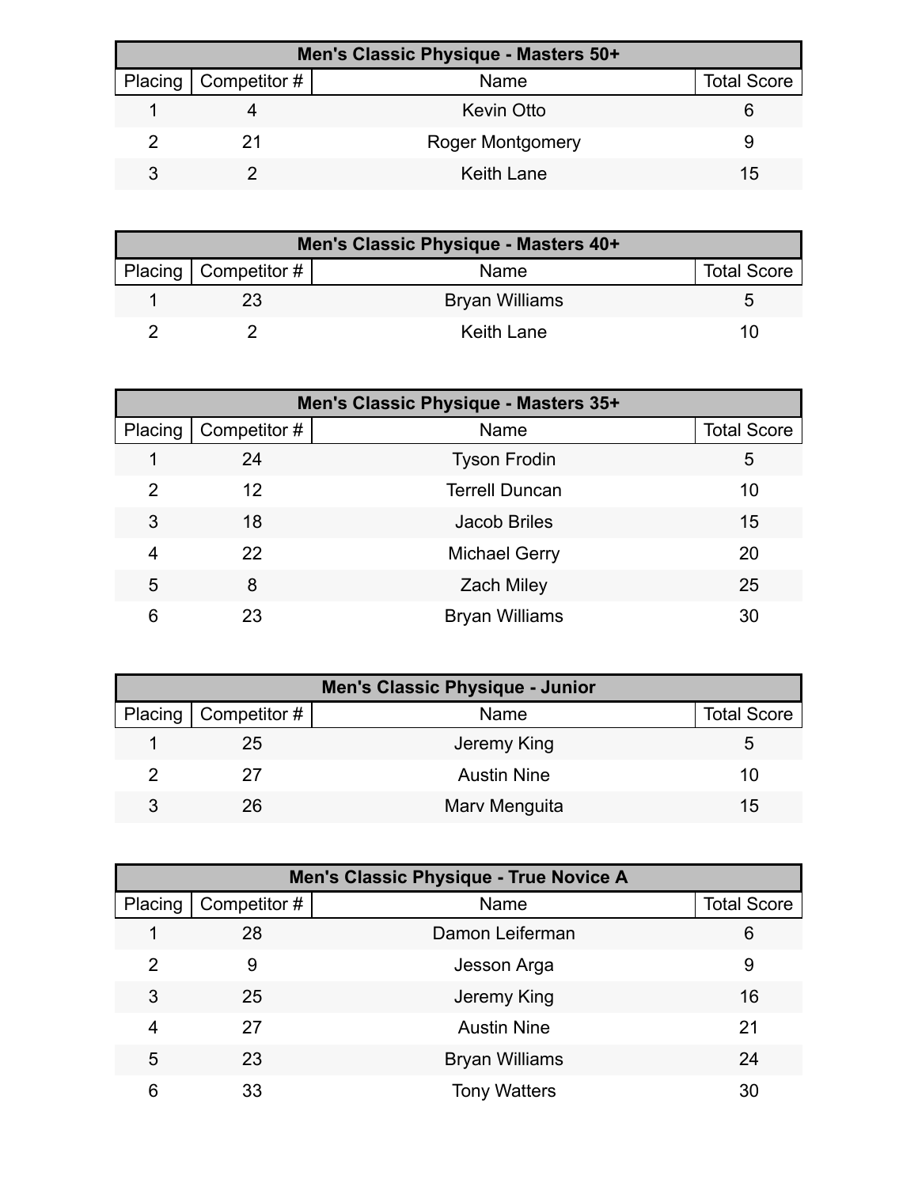| Men's Classic Physique - Masters 50+ | | | |
|---|---|---|---|
| Placing | Competitor # | Name | Total Score |
| 1 | 4 | Kevin Otto | 6 |
| 2 | 21 | Roger Montgomery | 9 |
| 3 | 2 | Keith Lane | 15 |

| Men's Classic Physique - Masters 40+ | | | |
|---|---|---|---|
| Placing | Competitor # | Name | Total Score |
| 1 | 23 | Bryan Williams | 5 |
| 2 | 2 | Keith Lane | 10 |

| Men's Classic Physique - Masters 35+ | | | |
|---|---|---|---|
| Placing | Competitor # | Name | Total Score |
| 1 | 24 | Tyson Frodin | 5 |
| 2 | 12 | Terrell Duncan | 10 |
| 3 | 18 | Jacob Briles | 15 |
| 4 | 22 | Michael Gerry | 20 |
| 5 | 8 | Zach Miley | 25 |
| 6 | 23 | Bryan Williams | 30 |

| Men's Classic Physique - Junior | | | |
|---|---|---|---|
| Placing | Competitor # | Name | Total Score |
| 1 | 25 | Jeremy King | 5 |
| 2 | 27 | Austin Nine | 10 |
| 3 | 26 | Marv Menguita | 15 |

| Men's Classic Physique - True Novice A | | | |
|---|---|---|---|
| Placing | Competitor # | Name | Total Score |
| 1 | 28 | Damon Leiferman | 6 |
| 2 | 9 | Jesson Arga | 9 |
| 3 | 25 | Jeremy King | 16 |
| 4 | 27 | Austin Nine | 21 |
| 5 | 23 | Bryan Williams | 24 |
| 6 | 33 | Tony Watters | 30 |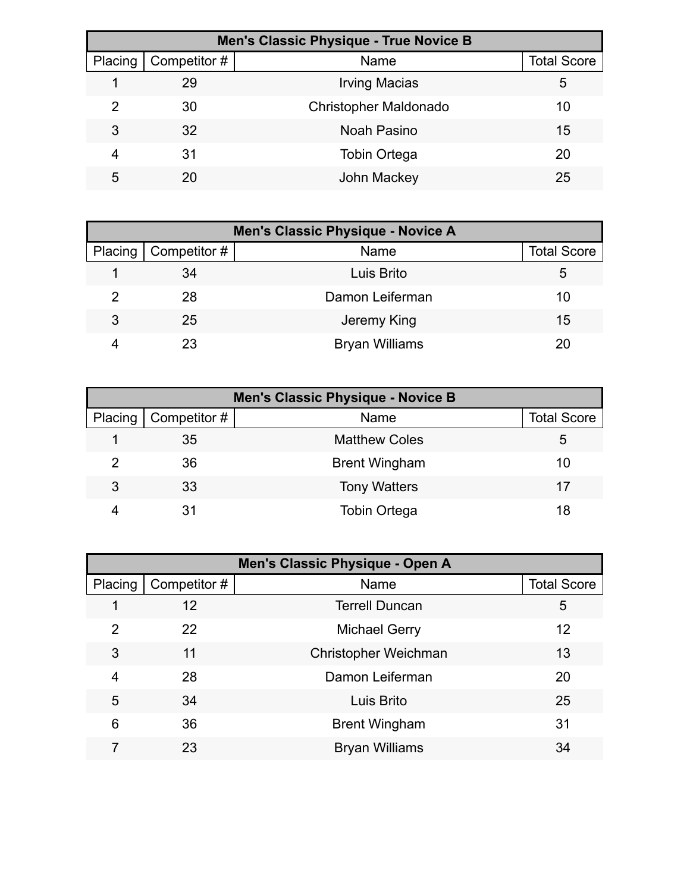| Men's Classic Physique - True Novice B | | | |
| --- | --- | --- | --- |
| Placing | Competitor # | Name | Total Score |
| 1 | 29 | Irving Macias | 5 |
| 2 | 30 | Christopher Maldonado | 10 |
| 3 | 32 | Noah Pasino | 15 |
| 4 | 31 | Tobin Ortega | 20 |
| 5 | 20 | John Mackey | 25 |

| Men's Classic Physique - Novice A | | | |
| --- | --- | --- | --- |
| Placing | Competitor # | Name | Total Score |
| 1 | 34 | Luis Brito | 5 |
| 2 | 28 | Damon Leiferman | 10 |
| 3 | 25 | Jeremy King | 15 |
| 4 | 23 | Bryan Williams | 20 |

| Men's Classic Physique - Novice B | | | |
| --- | --- | --- | --- |
| Placing | Competitor # | Name | Total Score |
| 1 | 35 | Matthew Coles | 5 |
| 2 | 36 | Brent Wingham | 10 |
| 3 | 33 | Tony Watters | 17 |
| 4 | 31 | Tobin Ortega | 18 |

| Men's Classic Physique - Open A | | | |
| --- | --- | --- | --- |
| Placing | Competitor # | Name | Total Score |
| 1 | 12 | Terrell Duncan | 5 |
| 2 | 22 | Michael Gerry | 12 |
| 3 | 11 | Christopher Weichman | 13 |
| 4 | 28 | Damon Leiferman | 20 |
| 5 | 34 | Luis Brito | 25 |
| 6 | 36 | Brent Wingham | 31 |
| 7 | 23 | Bryan Williams | 34 |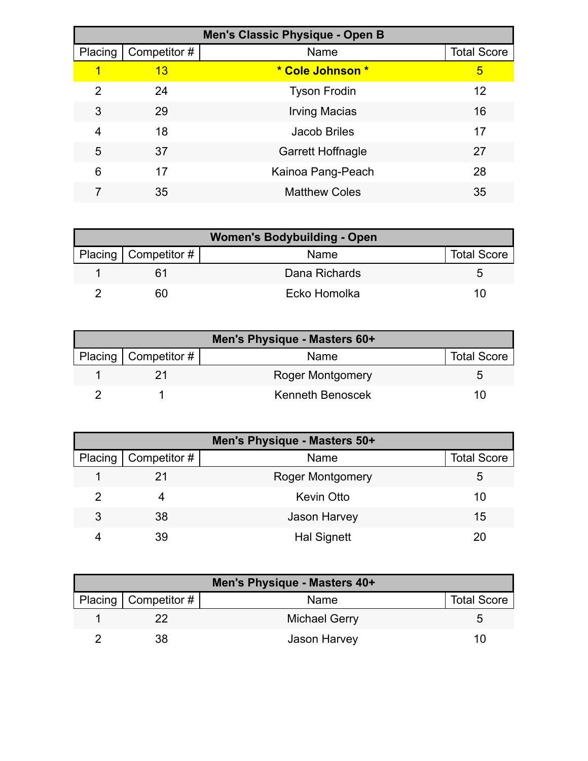| Men's Classic Physique - Open B | | | |
|---|---|---|---|
| Placing | Competitor # | Name | Total Score |
| 1 | 13 | * Cole Johnson * | 5 |
| 2 | 24 | Tyson Frodin | 12 |
| 3 | 29 | Irving Macias | 16 |
| 4 | 18 | Jacob Briles | 17 |
| 5 | 37 | Garrett Hoffnagle | 27 |
| 6 | 17 | Kainoa Pang-Peach | 28 |
| 7 | 35 | Matthew Coles | 35 |

| Women's Bodybuilding - Open | | | |
|---|---|---|---|
| Placing | Competitor # | Name | Total Score |
| 1 | 61 | Dana Richards | 5 |
| 2 | 60 | Ecko Homolka | 10 |

| Men's Physique - Masters 60+ | | | |
|---|---|---|---|
| Placing | Competitor # | Name | Total Score |
| 1 | 21 | Roger Montgomery | 5 |
| 2 | 1 | Kenneth Benoscek | 10 |

| Men's Physique - Masters 50+ | | | |
|---|---|---|---|
| Placing | Competitor # | Name | Total Score |
| 1 | 21 | Roger Montgomery | 5 |
| 2 | 4 | Kevin Otto | 10 |
| 3 | 38 | Jason Harvey | 15 |
| 4 | 39 | Hal Signett | 20 |

| Men's Physique - Masters 40+ | | | |
|---|---|---|---|
| Placing | Competitor # | Name | Total Score |
| 1 | 22 | Michael Gerry | 5 |
| 2 | 38 | Jason Harvey | 10 |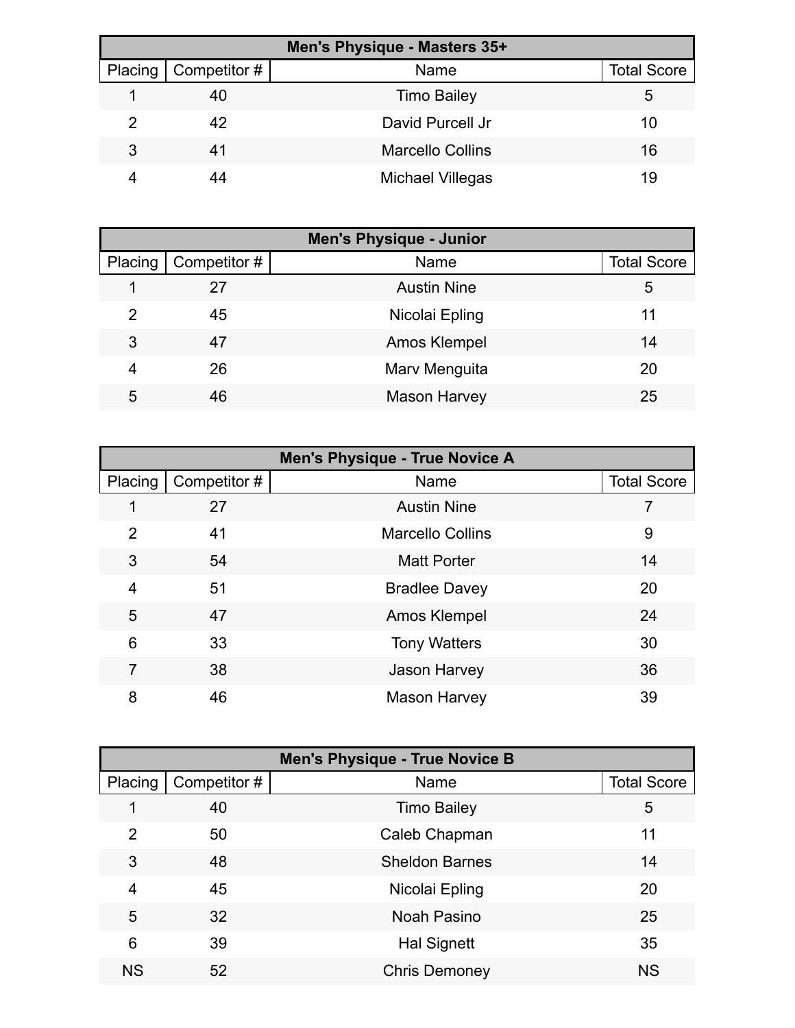| Men's Physique - Masters 35+ | | | |
| --- | --- | --- | --- |
| Placing | Competitor # | Name | Total Score |
| 1 | 40 | Timo Bailey | 5 |
| 2 | 42 | David Purcell Jr | 10 |
| 3 | 41 | Marcello Collins | 16 |
| 4 | 44 | Michael Villegas | 19 |

| Men's Physique - Junior | | | |
| --- | --- | --- | --- |
| Placing | Competitor # | Name | Total Score |
| 1 | 27 | Austin Nine | 5 |
| 2 | 45 | Nicolai Epling | 11 |
| 3 | 47 | Amos Klempel | 14 |
| 4 | 26 | Marv Menguita | 20 |
| 5 | 46 | Mason Harvey | 25 |

| Men's Physique - True Novice A | | | |
| --- | --- | --- | --- |
| Placing | Competitor # | Name | Total Score |
| 1 | 27 | Austin Nine | 7 |
| 2 | 41 | Marcello Collins | 9 |
| 3 | 54 | Matt Porter | 14 |
| 4 | 51 | Bradlee Davey | 20 |
| 5 | 47 | Amos Klempel | 24 |
| 6 | 33 | Tony Watters | 30 |
| 7 | 38 | Jason Harvey | 36 |
| 8 | 46 | Mason Harvey | 39 |

| Men's Physique - True Novice B | | | |
| --- | --- | --- | --- |
| Placing | Competitor # | Name | Total Score |
| 1 | 40 | Timo Bailey | 5 |
| 2 | 50 | Caleb Chapman | 11 |
| 3 | 48 | Sheldon Barnes | 14 |
| 4 | 45 | Nicolai Epling | 20 |
| 5 | 32 | Noah Pasino | 25 |
| 6 | 39 | Hal Signett | 35 |
| NS | 52 | Chris Demoney | NS |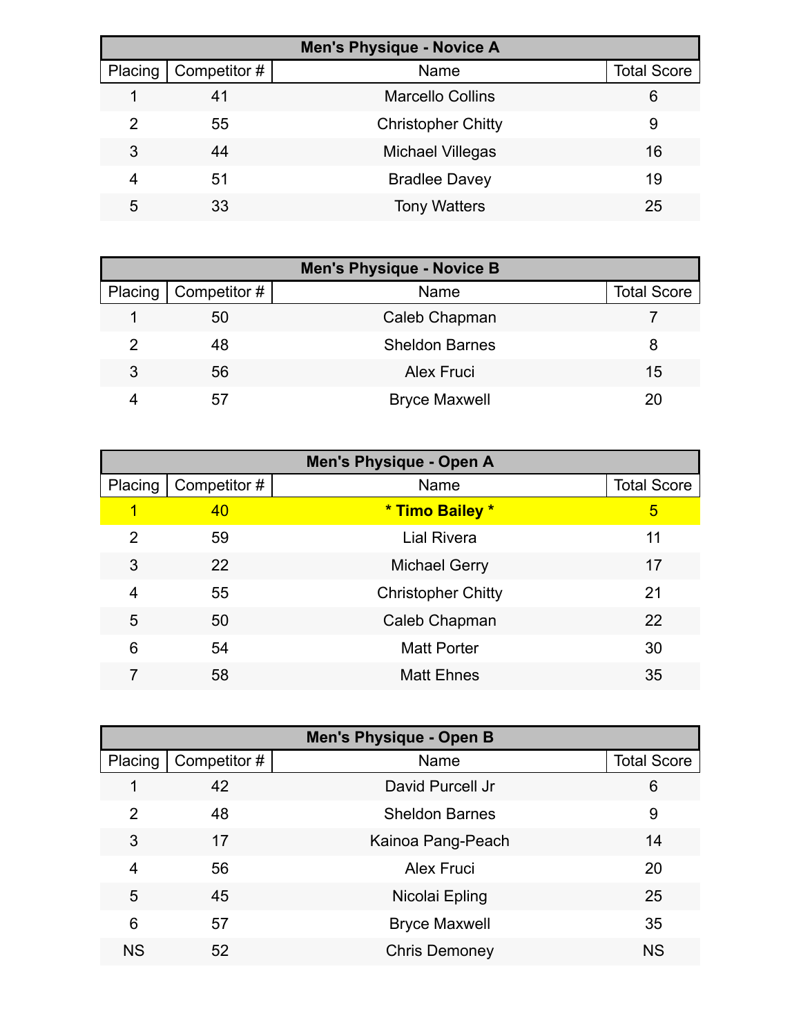| Men's Physique - Novice A | | | |
|---|---|---|---|
| Placing | Competitor # | Name | Total Score |
| 1 | 41 | Marcello Collins | 6 |
| 2 | 55 | Christopher Chitty | 9 |
| 3 | 44 | Michael Villegas | 16 |
| 4 | 51 | Bradlee Davey | 19 |
| 5 | 33 | Tony Watters | 25 |

| Men's Physique - Novice B | | | |
|---|---|---|---|
| Placing | Competitor # | Name | Total Score |
| 1 | 50 | Caleb Chapman | 7 |
| 2 | 48 | Sheldon Barnes | 8 |
| 3 | 56 | Alex Fruci | 15 |
| 4 | 57 | Bryce Maxwell | 20 |

| Men's Physique - Open A | | | |
|---|---|---|---|
| Placing | Competitor # | Name | Total Score |
| 1 | 40 | **\* Timo Bailey \*** | 5 |
| 2 | 59 | Lial Rivera | 11 |
| 3 | 22 | Michael Gerry | 17 |
| 4 | 55 | Christopher Chitty | 21 |
| 5 | 50 | Caleb Chapman | 22 |
| 6 | 54 | Matt Porter | 30 |
| 7 | 58 | Matt Ehnes | 35 |

| Men's Physique - Open B | | | |
|---|---|---|---|
| Placing | Competitor # | Name | Total Score |
| 1 | 42 | David Purcell Jr | 6 |
| 2 | 48 | Sheldon Barnes | 9 |
| 3 | 17 | Kainoa Pang-Peach | 14 |
| 4 | 56 | Alex Fruci | 20 |
| 5 | 45 | Nicolai Epling | 25 |
| 6 | 57 | Bryce Maxwell | 35 |
| NS | 52 | Chris Demoney | NS |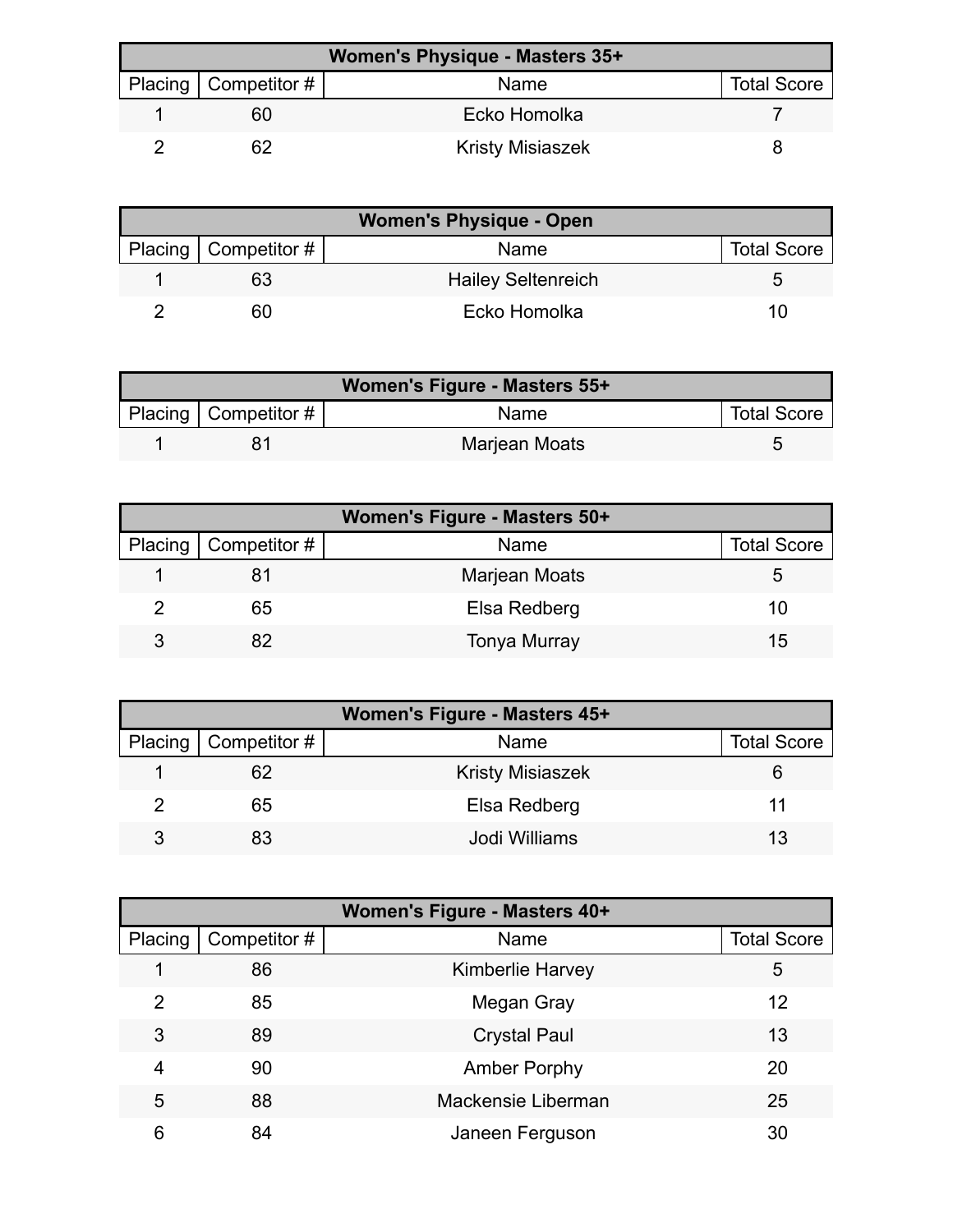| Women's Physique - Masters 35+ | | | |
|---|---|---|---|
| Placing | Competitor # | Name | Total Score |
| 1 | 60 | Ecko Homolka | 7 |
| 2 | 62 | Kristy Misiaszek | 8 |

| Women's Physique - Open | | | |
|---|---|---|---|
| Placing | Competitor # | Name | Total Score |
| 1 | 63 | Hailey Seltenreich | 5 |
| 2 | 60 | Ecko Homolka | 10 |

| Women's Figure - Masters 55+ | | | |
|---|---|---|---|
| Placing | Competitor # | Name | Total Score |
| 1 | 81 | Marjean Moats | 5 |

| Women's Figure - Masters 50+ | | | |
|---|---|---|---|
| Placing | Competitor # | Name | Total Score |
| 1 | 81 | Marjean Moats | 5 |
| 2 | 65 | Elsa Redberg | 10 |
| 3 | 82 | Tonya Murray | 15 |

| Women's Figure - Masters 45+ | | | |
|---|---|---|---|
| Placing | Competitor # | Name | Total Score |
| 1 | 62 | Kristy Misiaszek | 6 |
| 2 | 65 | Elsa Redberg | 11 |
| 3 | 83 | Jodi Williams | 13 |

| Women's Figure - Masters 40+ | | | |
|---|---|---|---|
| Placing | Competitor # | Name | Total Score |
| 1 | 86 | Kimberlie Harvey | 5 |
| 2 | 85 | Megan Gray | 12 |
| 3 | 89 | Crystal Paul | 13 |
| 4 | 90 | Amber Porphy | 20 |
| 5 | 88 | Mackensie Liberman | 25 |
| 6 | 84 | Janeen Ferguson | 30 |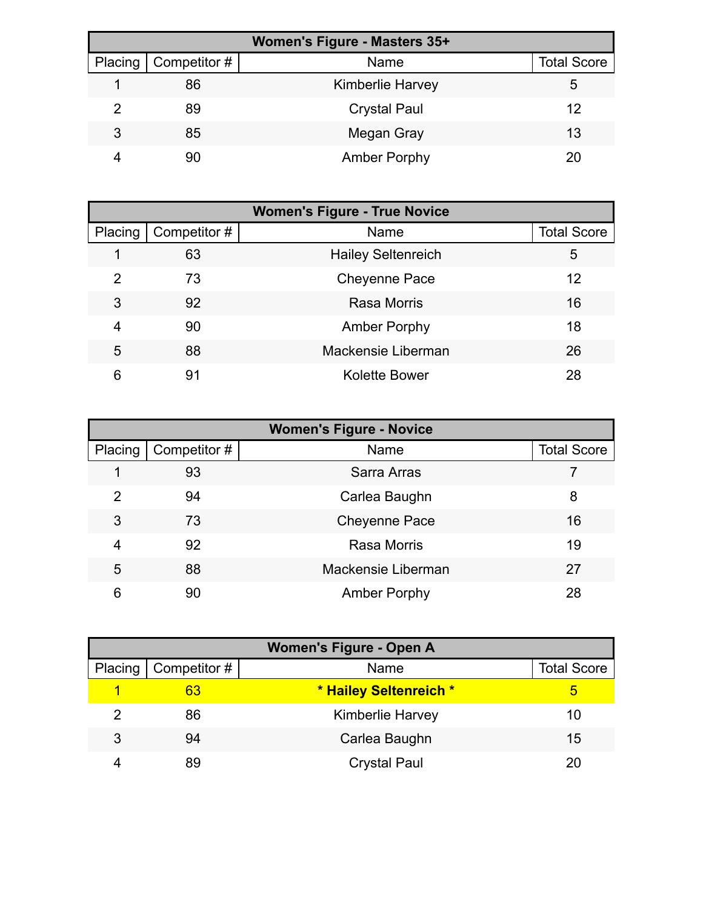| Women's Figure - Masters 35+ | | | |
|---|---|---|---|
| Placing | Competitor # | Name | Total Score |
| 1 | 86 | Kimberlie Harvey | 5 |
| 2 | 89 | Crystal Paul | 12 |
| 3 | 85 | Megan Gray | 13 |
| 4 | 90 | Amber Porphy | 20 |

| Women's Figure - True Novice | | | |
|---|---|---|---|
| Placing | Competitor # | Name | Total Score |
| 1 | 63 | Hailey Seltenreich | 5 |
| 2 | 73 | Cheyenne Pace | 12 |
| 3 | 92 | Rasa Morris | 16 |
| 4 | 90 | Amber Porphy | 18 |
| 5 | 88 | Mackensie Liberman | 26 |
| 6 | 91 | Kolette Bower | 28 |

| Women's Figure - Novice | | | |
|---|---|---|---|
| Placing | Competitor # | Name | Total Score |
| 1 | 93 | Sarra Arras | 7 |
| 2 | 94 | Carlea Baughn | 8 |
| 3 | 73 | Cheyenne Pace | 16 |
| 4 | 92 | Rasa Morris | 19 |
| 5 | 88 | Mackensie Liberman | 27 |
| 6 | 90 | Amber Porphy | 28 |

| Women's Figure - Open A | | | |
|---|---|---|---|
| Placing | Competitor # | Name | Total Score |
| 1 | 63 | **\* Hailey Seltenreich \*** | 5 |
| 2 | 86 | Kimberlie Harvey | 10 |
| 3 | 94 | Carlea Baughn | 15 |
| 4 | 89 | Crystal Paul | 20 |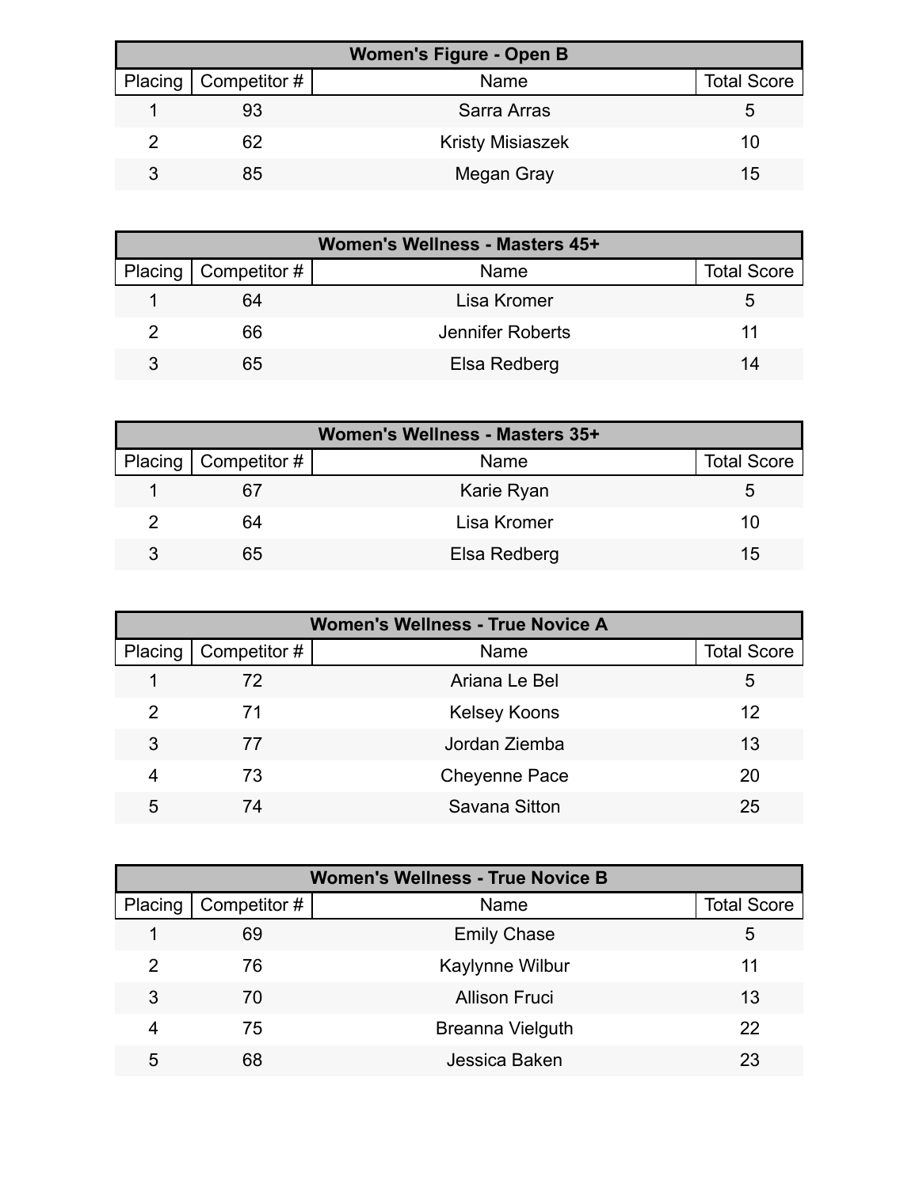| Women's Figure - Open B | | | |
|---|---|---|---|
| Placing | Competitor # | Name | Total Score |
| 1 | 93 | Sarra Arras | 5 |
| 2 | 62 | Kristy Misiaszek | 10 |
| 3 | 85 | Megan Gray | 15 |

| Women's Wellness - Masters 45+ | | | |
|---|---|---|---|
| Placing | Competitor # | Name | Total Score |
| 1 | 64 | Lisa Kromer | 5 |
| 2 | 66 | Jennifer Roberts | 11 |
| 3 | 65 | Elsa Redberg | 14 |

| Women's Wellness - Masters 35+ | | | |
|---|---|---|---|
| Placing | Competitor # | Name | Total Score |
| 1 | 67 | Karie Ryan | 5 |
| 2 | 64 | Lisa Kromer | 10 |
| 3 | 65 | Elsa Redberg | 15 |

| Women's Wellness - True Novice A | | | |
|---|---|---|---|
| Placing | Competitor # | Name | Total Score |
| 1 | 72 | Ariana Le Bel | 5 |
| 2 | 71 | Kelsey Koons | 12 |
| 3 | 77 | Jordan Ziemba | 13 |
| 4 | 73 | Cheyenne Pace | 20 |
| 5 | 74 | Savana Sitton | 25 |

| Women's Wellness - True Novice B | | | |
|---|---|---|---|
| Placing | Competitor # | Name | Total Score |
| 1 | 69 | Emily Chase | 5 |
| 2 | 76 | Kaylynne Wilbur | 11 |
| 3 | 70 | Allison Fruci | 13 |
| 4 | 75 | Breanna Vielguth | 22 |
| 5 | 68 | Jessica Baken | 23 |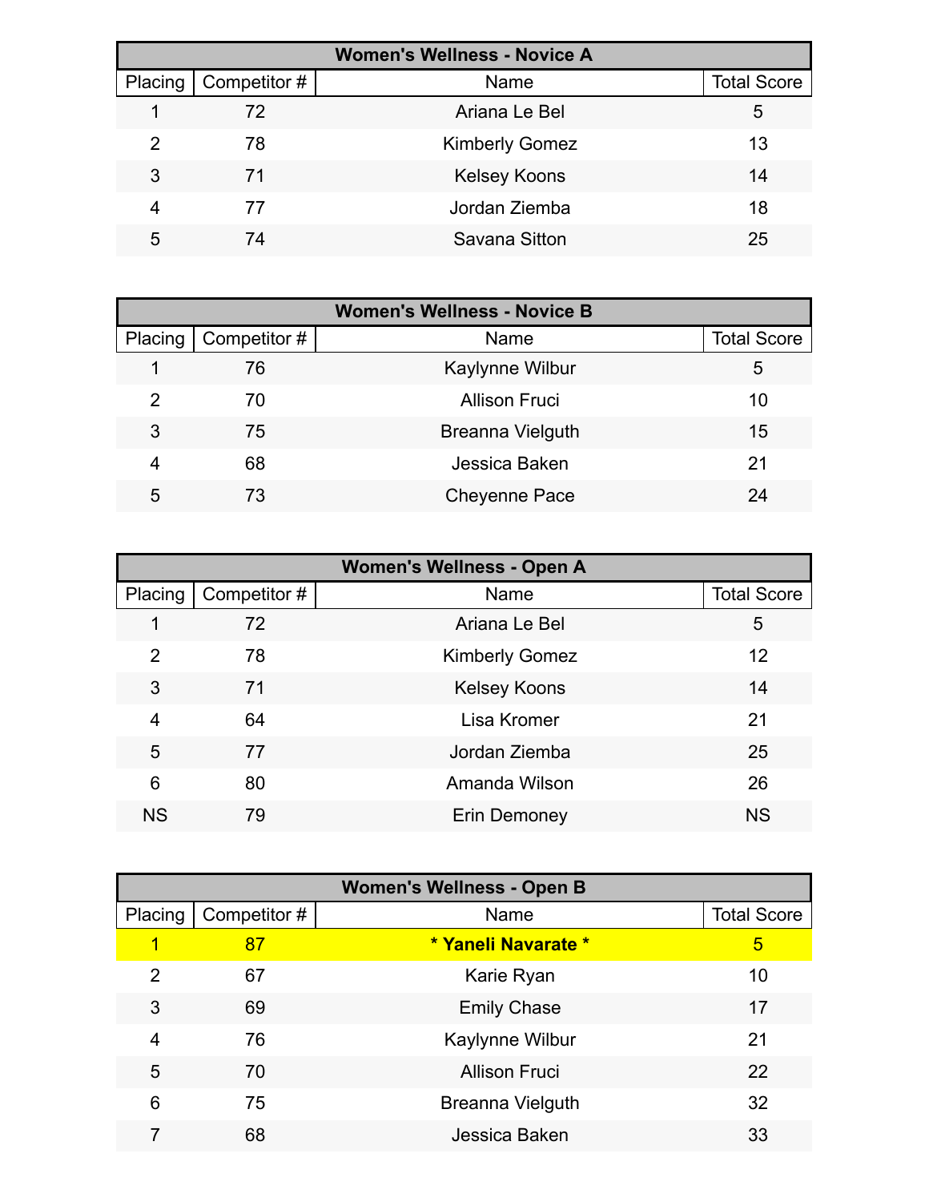| Women's Wellness - Novice A | | | |
|---|---|---|---|
| Placing | Competitor # | Name | Total Score |
| 1 | 72 | Ariana Le Bel | 5 |
| 2 | 78 | Kimberly Gomez | 13 |
| 3 | 71 | Kelsey Koons | 14 |
| 4 | 77 | Jordan Ziemba | 18 |
| 5 | 74 | Savana Sitton | 25 |

| Women's Wellness - Novice B | | | |
|---|---|---|---|
| Placing | Competitor # | Name | Total Score |
| 1 | 76 | Kaylynne Wilbur | 5 |
| 2 | 70 | Allison Fruci | 10 |
| 3 | 75 | Breanna Vielguth | 15 |
| 4 | 68 | Jessica Baken | 21 |
| 5 | 73 | Cheyenne Pace | 24 |

| Women's Wellness - Open A | | | |
|---|---|---|---|
| Placing | Competitor # | Name | Total Score |
| 1 | 72 | Ariana Le Bel | 5 |
| 2 | 78 | Kimberly Gomez | 12 |
| 3 | 71 | Kelsey Koons | 14 |
| 4 | 64 | Lisa Kromer | 21 |
| 5 | 77 | Jordan Ziemba | 25 |
| 6 | 80 | Amanda Wilson | 26 |
| NS | 79 | Erin Demoney | NS |

| Women's Wellness - Open B | | | |
|---|---|---|---|
| Placing | Competitor # | Name | Total Score |
| 1 | 87 | **\* Yaneli Navarate \*** | 5 |
| 2 | 67 | Karie Ryan | 10 |
| 3 | 69 | Emily Chase | 17 |
| 4 | 76 | Kaylynne Wilbur | 21 |
| 5 | 70 | Allison Fruci | 22 |
| 6 | 75 | Breanna Vielguth | 32 |
| 7 | 68 | Jessica Baken | 33 |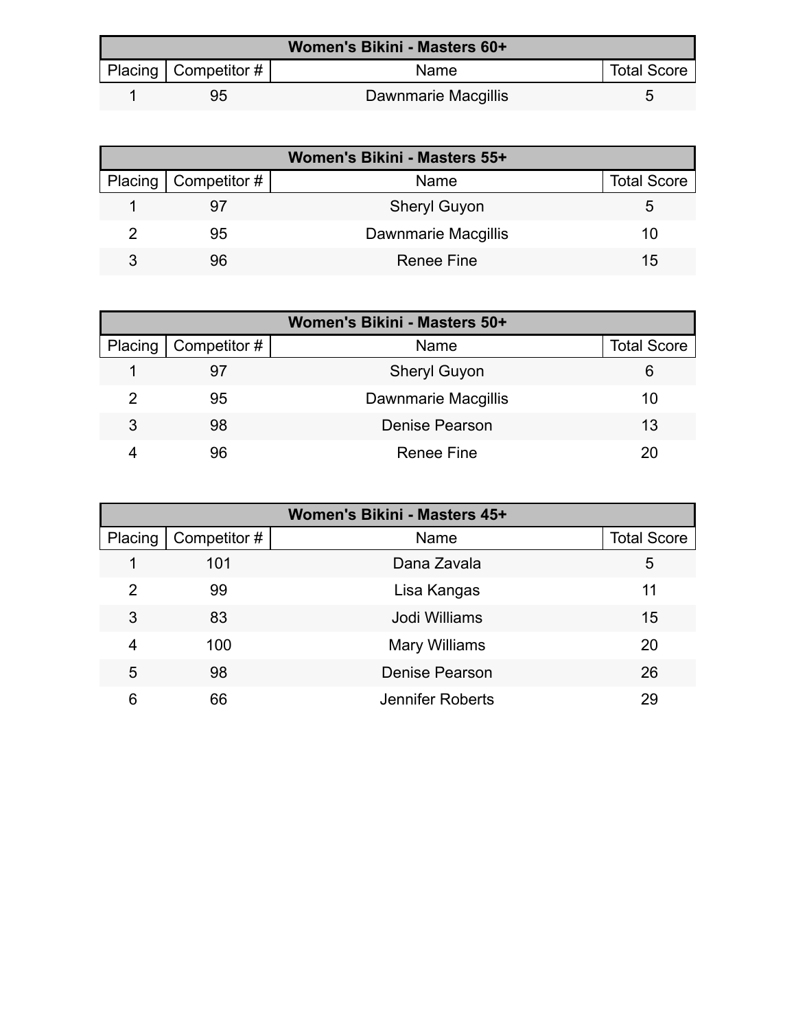| Women's Bikini - Masters 60+ | | | |
|---|---|---|---|
| Placing | Competitor # | Name | Total Score |
| 1 | 95 | Dawnmarie Macgillis | 5 |

| Women's Bikini - Masters 55+ | | | |
|---|---|---|---|
| Placing | Competitor # | Name | Total Score |
| 1 | 97 | Sheryl Guyon | 5 |
| 2 | 95 | Dawnmarie Macgillis | 10 |
| 3 | 96 | Renee Fine | 15 |

| Women's Bikini - Masters 50+ | | | |
|---|---|---|---|
| Placing | Competitor # | Name | Total Score |
| 1 | 97 | Sheryl Guyon | 6 |
| 2 | 95 | Dawnmarie Macgillis | 10 |
| 3 | 98 | Denise Pearson | 13 |
| 4 | 96 | Renee Fine | 20 |

| Women's Bikini - Masters 45+ | | | |
|---|---|---|---|
| Placing | Competitor # | Name | Total Score |
| 1 | 101 | Dana Zavala | 5 |
| 2 | 99 | Lisa Kangas | 11 |
| 3 | 83 | Jodi Williams | 15 |
| 4 | 100 | Mary Williams | 20 |
| 5 | 98 | Denise Pearson | 26 |
| 6 | 66 | Jennifer Roberts | 29 |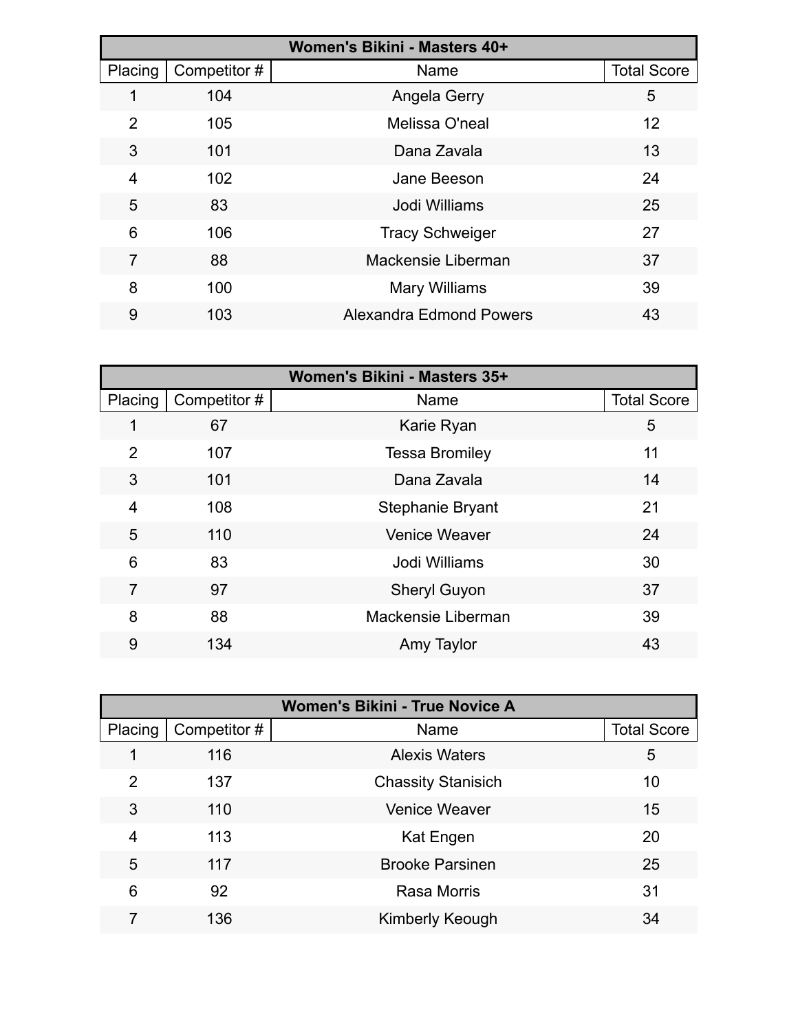| Women's Bikini - Masters 40+ | | | |
| --- | --- | --- | --- |
| Placing | Competitor # | Name | Total Score |
| 1 | 104 | Angela Gerry | 5 |
| 2 | 105 | Melissa O'neal | 12 |
| 3 | 101 | Dana Zavala | 13 |
| 4 | 102 | Jane Beeson | 24 |
| 5 | 83 | Jodi Williams | 25 |
| 6 | 106 | Tracy Schweiger | 27 |
| 7 | 88 | Mackensie Liberman | 37 |
| 8 | 100 | Mary Williams | 39 |
| 9 | 103 | Alexandra Edmond Powers | 43 |

| Women's Bikini - Masters 35+ | | | |
| --- | --- | --- | --- |
| Placing | Competitor # | Name | Total Score |
| 1 | 67 | Karie Ryan | 5 |
| 2 | 107 | Tessa Bromiley | 11 |
| 3 | 101 | Dana Zavala | 14 |
| 4 | 108 | Stephanie Bryant | 21 |
| 5 | 110 | Venice Weaver | 24 |
| 6 | 83 | Jodi Williams | 30 |
| 7 | 97 | Sheryl Guyon | 37 |
| 8 | 88 | Mackensie Liberman | 39 |
| 9 | 134 | Amy Taylor | 43 |

| Women's Bikini - True Novice A | | | |
| --- | --- | --- | --- |
| Placing | Competitor # | Name | Total Score |
| 1 | 116 | Alexis Waters | 5 |
| 2 | 137 | Chassity Stanisich | 10 |
| 3 | 110 | Venice Weaver | 15 |
| 4 | 113 | Kat Engen | 20 |
| 5 | 117 | Brooke Parsinen | 25 |
| 6 | 92 | Rasa Morris | 31 |
| 7 | 136 | Kimberly Keough | 34 |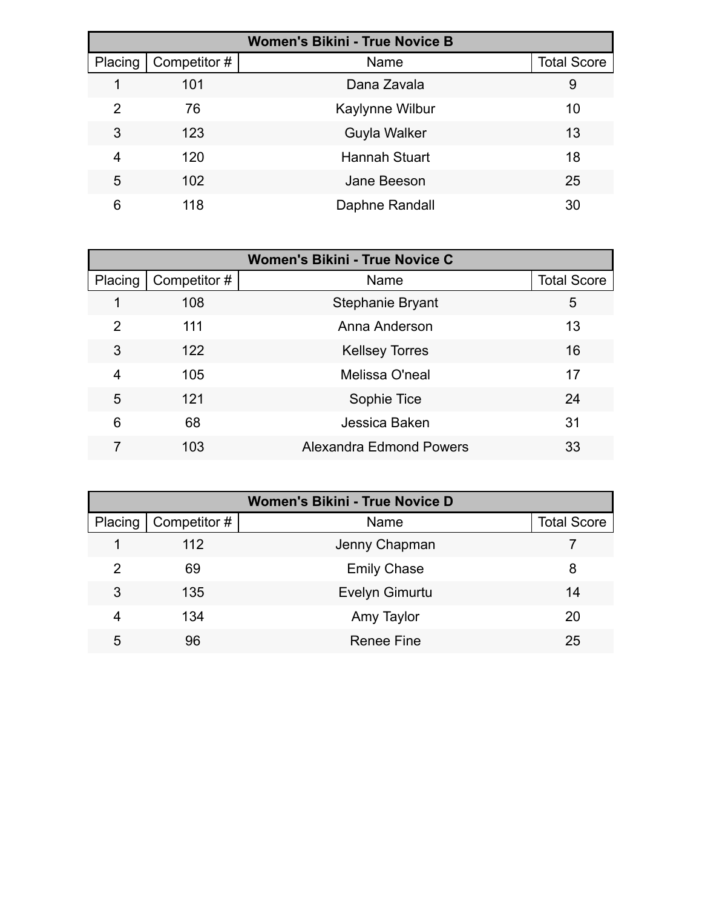| Women's Bikini - True Novice B | | | |
|---|---|---|---|
| Placing | Competitor # | Name | Total Score |
| 1 | 101 | Dana Zavala | 9 |
| 2 | 76 | Kaylynne Wilbur | 10 |
| 3 | 123 | Guyla Walker | 13 |
| 4 | 120 | Hannah Stuart | 18 |
| 5 | 102 | Jane Beeson | 25 |
| 6 | 118 | Daphne Randall | 30 |

| Women's Bikini - True Novice C | | | |
|---|---|---|---|
| Placing | Competitor # | Name | Total Score |
| 1 | 108 | Stephanie Bryant | 5 |
| 2 | 111 | Anna Anderson | 13 |
| 3 | 122 | Kellsey Torres | 16 |
| 4 | 105 | Melissa O'neal | 17 |
| 5 | 121 | Sophie Tice | 24 |
| 6 | 68 | Jessica Baken | 31 |
| 7 | 103 | Alexandra Edmond Powers | 33 |

| Women's Bikini - True Novice D | | | |
|---|---|---|---|
| Placing | Competitor # | Name | Total Score |
| 1 | 112 | Jenny Chapman | 7 |
| 2 | 69 | Emily Chase | 8 |
| 3 | 135 | Evelyn Gimurtu | 14 |
| 4 | 134 | Amy Taylor | 20 |
| 5 | 96 | Renee Fine | 25 |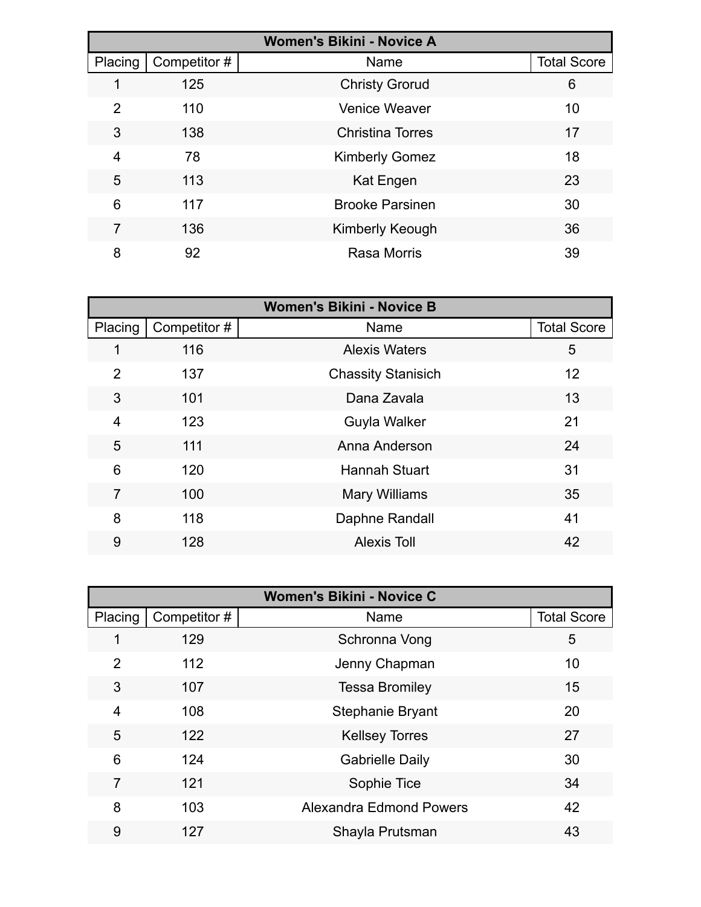| Women's Bikini - Novice A | | | |
| --- | --- | --- | --- |
| Placing | Competitor # | Name | Total Score |
| 1 | 125 | Christy Grorud | 6 |
| 2 | 110 | Venice Weaver | 10 |
| 3 | 138 | Christina Torres | 17 |
| 4 | 78 | Kimberly Gomez | 18 |
| 5 | 113 | Kat Engen | 23 |
| 6 | 117 | Brooke Parsinen | 30 |
| 7 | 136 | Kimberly Keough | 36 |
| 8 | 92 | Rasa Morris | 39 |

| Women's Bikini - Novice B | | | |
| --- | --- | --- | --- |
| Placing | Competitor # | Name | Total Score |
| 1 | 116 | Alexis Waters | 5 |
| 2 | 137 | Chassity Stanisich | 12 |
| 3 | 101 | Dana Zavala | 13 |
| 4 | 123 | Guyla Walker | 21 |
| 5 | 111 | Anna Anderson | 24 |
| 6 | 120 | Hannah Stuart | 31 |
| 7 | 100 | Mary Williams | 35 |
| 8 | 118 | Daphne Randall | 41 |
| 9 | 128 | Alexis Toll | 42 |

| Women's Bikini - Novice C | | | |
| --- | --- | --- | --- |
| Placing | Competitor # | Name | Total Score |
| 1 | 129 | Schronna Vong | 5 |
| 2 | 112 | Jenny Chapman | 10 |
| 3 | 107 | Tessa Bromiley | 15 |
| 4 | 108 | Stephanie Bryant | 20 |
| 5 | 122 | Kellsey Torres | 27 |
| 6 | 124 | Gabrielle Daily | 30 |
| 7 | 121 | Sophie Tice | 34 |
| 8 | 103 | Alexandra Edmond Powers | 42 |
| 9 | 127 | Shayla Prutsman | 43 |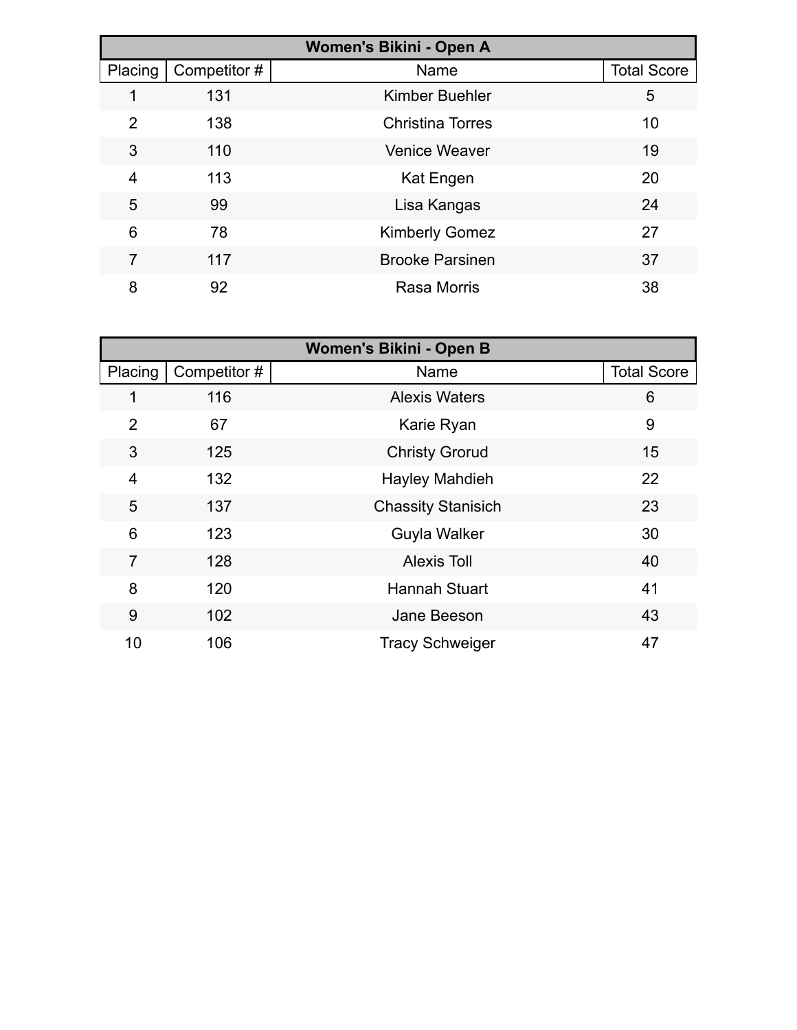| Women's Bikini - Open A | | | |
|---|---|---|---|
| Placing | Competitor # | Name | Total Score |
| 1 | 131 | Kimber Buehler | 5 |
| 2 | 138 | Christina Torres | 10 |
| 3 | 110 | Venice Weaver | 19 |
| 4 | 113 | Kat Engen | 20 |
| 5 | 99 | Lisa Kangas | 24 |
| 6 | 78 | Kimberly Gomez | 27 |
| 7 | 117 | Brooke Parsinen | 37 |
| 8 | 92 | Rasa Morris | 38 |

| Women's Bikini - Open B | | | |
|---|---|---|---|
| Placing | Competitor # | Name | Total Score |
| 1 | 116 | Alexis Waters | 6 |
| 2 | 67 | Karie Ryan | 9 |
| 3 | 125 | Christy Grorud | 15 |
| 4 | 132 | Hayley Mahdieh | 22 |
| 5 | 137 | Chassity Stanisich | 23 |
| 6 | 123 | Guyla Walker | 30 |
| 7 | 128 | Alexis Toll | 40 |
| 8 | 120 | Hannah Stuart | 41 |
| 9 | 102 | Jane Beeson | 43 |
| 10 | 106 | Tracy Schweiger | 47 |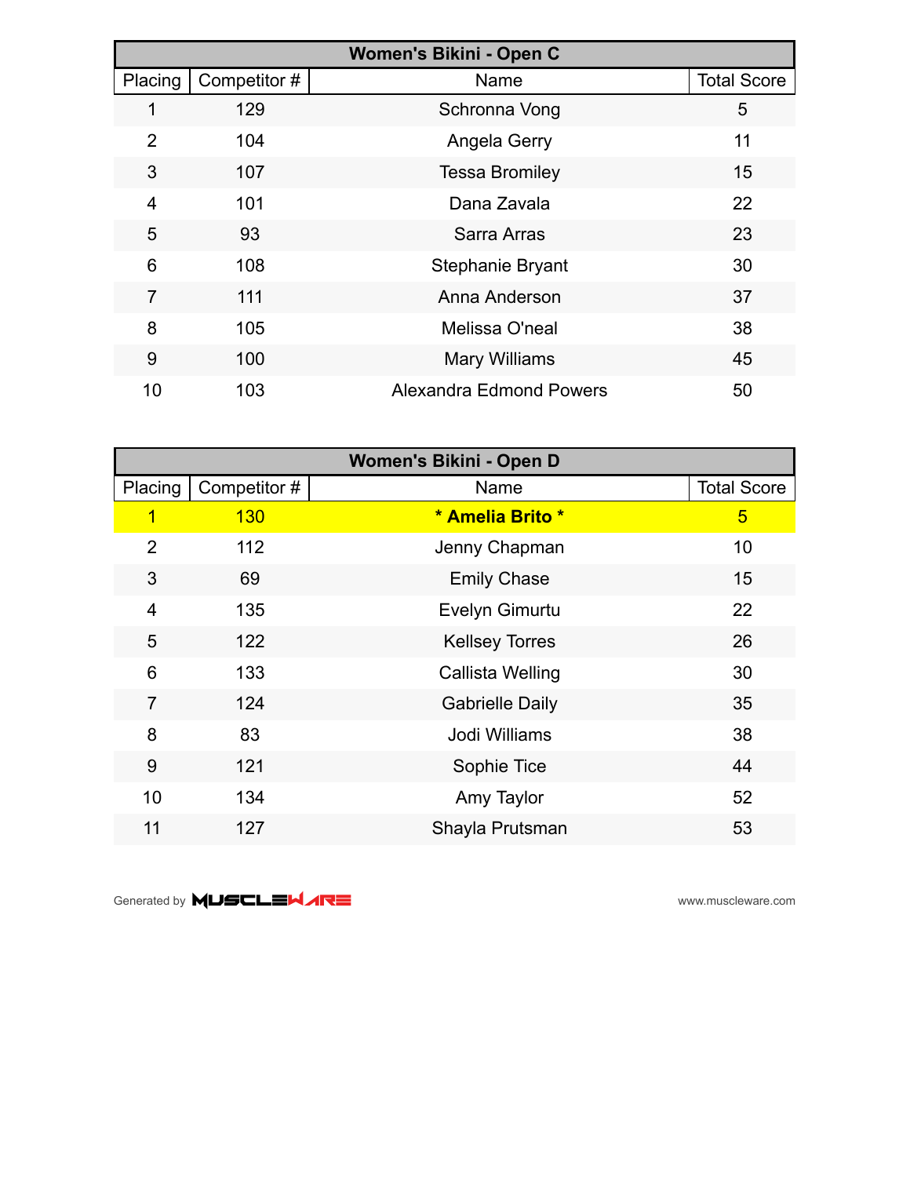| Women's Bikini - Open C | | | |
| --- | --- | --- | --- |
| Placing | Competitor # | Name | Total Score |
| 1 | 129 | Schronna Vong | 5 |
| 2 | 104 | Angela Gerry | 11 |
| 3 | 107 | Tessa Bromiley | 15 |
| 4 | 101 | Dana Zavala | 22 |
| 5 | 93 | Sarra Arras | 23 |
| 6 | 108 | Stephanie Bryant | 30 |
| 7 | 111 | Anna Anderson | 37 |
| 8 | 105 | Melissa O'neal | 38 |
| 9 | 100 | Mary Williams | 45 |
| 10 | 103 | Alexandra Edmond Powers | 50 |

| Women's Bikini - Open D | | | |
| --- | --- | --- | --- |
| Placing | Competitor # | Name | Total Score |
| 1 | 130 | **\* Amelia Brito \*** | 5 |
| 2 | 112 | Jenny Chapman | 10 |
| 3 | 69 | Emily Chase | 15 |
| 4 | 135 | Evelyn Gimurtu | 22 |
| 5 | 122 | Kellsey Torres | 26 |
| 6 | 133 | Callista Welling | 30 |
| 7 | 124 | Gabrielle Daily | 35 |
| 8 | 83 | Jodi Williams | 38 |
| 9 | 121 | Sophie Tice | 44 |
| 10 | 134 | Amy Taylor | 52 |
| 11 | 127 | Shayla Prutsman | 53 |

Generated by MUSCLEWARE www.muscleware.com